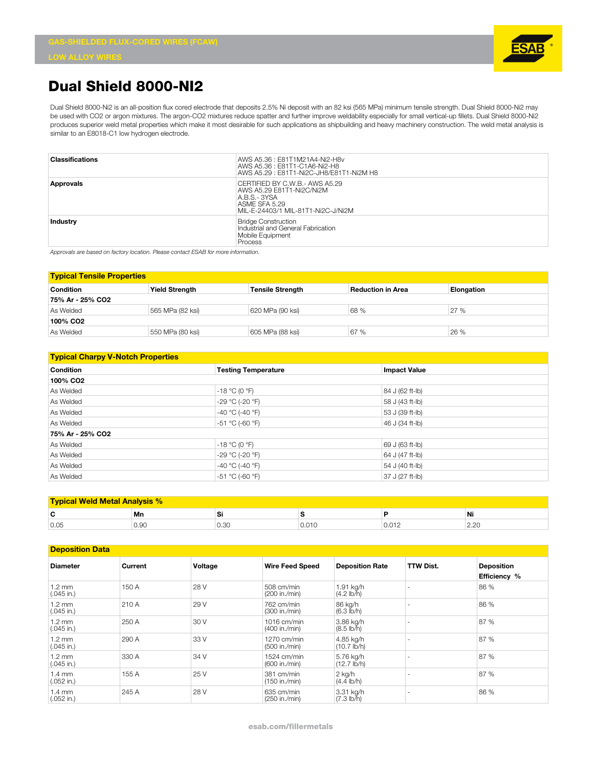GAS-SHIELDED FLUX-CORED WIRES (FCAW)

LOW ALLOY WIRES

# Dual Shield 8000-NI2

Dual Shield 8000-Ni2 is an all-position flux cored electrode that deposits 2.5% Ni deposit with an 82 ksi (565 MPa) minimum tensile strength. Dual Shield 8000-Ni2 may be used with CO2 or argon mixtures. The argon-CO2 mixtures reduce spatter and further improve weldability especially for small vertical-up fillets. Dual Shield 8000-Ni2 produces superior weld metal properties which make it most desirable for such applications as shipbuilding and heavy machinery construction. The weld metal analysis is similar to an E8018-C1 low hydrogen electrode.

| | |
|---|---|
| **Classifications** | AWS A5.36 : E81T1M21A4-Ni2-H8v<br>AWS A5.36 : E81T1-C1A6-Ni2-H8<br>AWS A5.29 : E81T1-Ni2C-JH8/E81T1-Ni2M H8 |
| **Approvals** | CERTIFIED BY C.W.B.- AWS A5.29<br>AWS A5.29 E81T1-Ni2C/Ni2M<br>A.B.S.- 3YSA<br>ASME SFA 5.29<br>MIL-E-24403/1 MIL-81T1-Ni2C-J/Ni2M |
| **Industry** | Bridge Construction<br>Industrial and General Fabrication<br>Mobile Equipment<br>Process |

*Approvals are based on factory location. Please contact ESAB for more information.*

## Typical Tensile Properties

| Condition | Yield Strength | Tensile Strength | Reduction in Area | Elongation |
|---|---|---|---|---|
| **75% Ar - 25% CO2** | | | | |
| As Welded | 565 MPa (82 ksi) | 620 MPa (90 ksi) | 68 % | 27 % |
| **100% CO2** | | | | |
| As Welded | 550 MPa (80 ksi) | 605 MPa (88 ksi) | 67 % | 26 % |

## Typical Charpy V-Notch Properties

| Condition | Testing Temperature | Impact Value |
|---|---|---|
| **100% CO2** | | |
| As Welded | -18 °C (0 °F) | 84 J (62 ft-lb) |
| As Welded | -29 °C (-20 °F) | 58 J (43 ft-lb) |
| As Welded | -40 °C (-40 °F) | 53 J (39 ft-lb) |
| As Welded | -51 °C (-60 °F) | 46 J (34 ft-lb) |
| **75% Ar - 25% CO2** | | |
| As Welded | -18 °C (0 °F) | 69 J (63 ft-lb) |
| As Welded | -29 °C (-20 °F) | 64 J (47 ft-lb) |
| As Welded | -40 °C (-40 °F) | 54 J (40 ft-lb) |
| As Welded | -51 °C (-60 °F) | 37 J (27 ft-lb) |

## Typical Weld Metal Analysis %

| C | Mn | Si | S | P | Ni |
|---|---|---|---|---|---|
| 0.05 | 0.90 | 0.30 | 0.010 | 0.012 | 2.20 |

## Deposition Data

| Diameter | Current | Voltage | Wire Feed Speed | Deposition Rate | TTW Dist. | Deposition Efficiency % |
|---|---|---|---|---|---|---|
| 1.2 mm (.045 in.) | 150 A | 28 V | 508 cm/min (200 in./min) | 1.91 kg/h (4.2 lb/h) | - | 86 % |
| 1.2 mm (.045 in.) | 210 A | 29 V | 762 cm/min (300 in./min) | 86 kg/h (6.3 lb/h) | - | 86 % |
| 1.2 mm (.045 in.) | 250 A | 30 V | 1016 cm/min (400 in./min) | 3.86 kg/h (8.5 lb/h) | - | 87 % |
| 1.2 mm (.045 in.) | 290 A | 33 V | 1270 cm/min (500 in./min) | 4.85 kg/h (10.7 lb/h) | - | 87 % |
| 1.2 mm (.045 in.) | 330 A | 34 V | 1524 cm/min (600 in./min) | 5.76 kg/h (12.7 lb/h) | - | 87 % |
| 1.4 mm (.052 in.) | 155 A | 25 V | 381 cm/min (150 in./min) | 2 kg/h (4.4 lb/h) | - | 87 % |
| 1.4 mm (.052 in.) | 245 A | 28 V | 635 cm/min (250 in./min) | 3.31 kg/h (7.3 lb/h) | - | 86 % |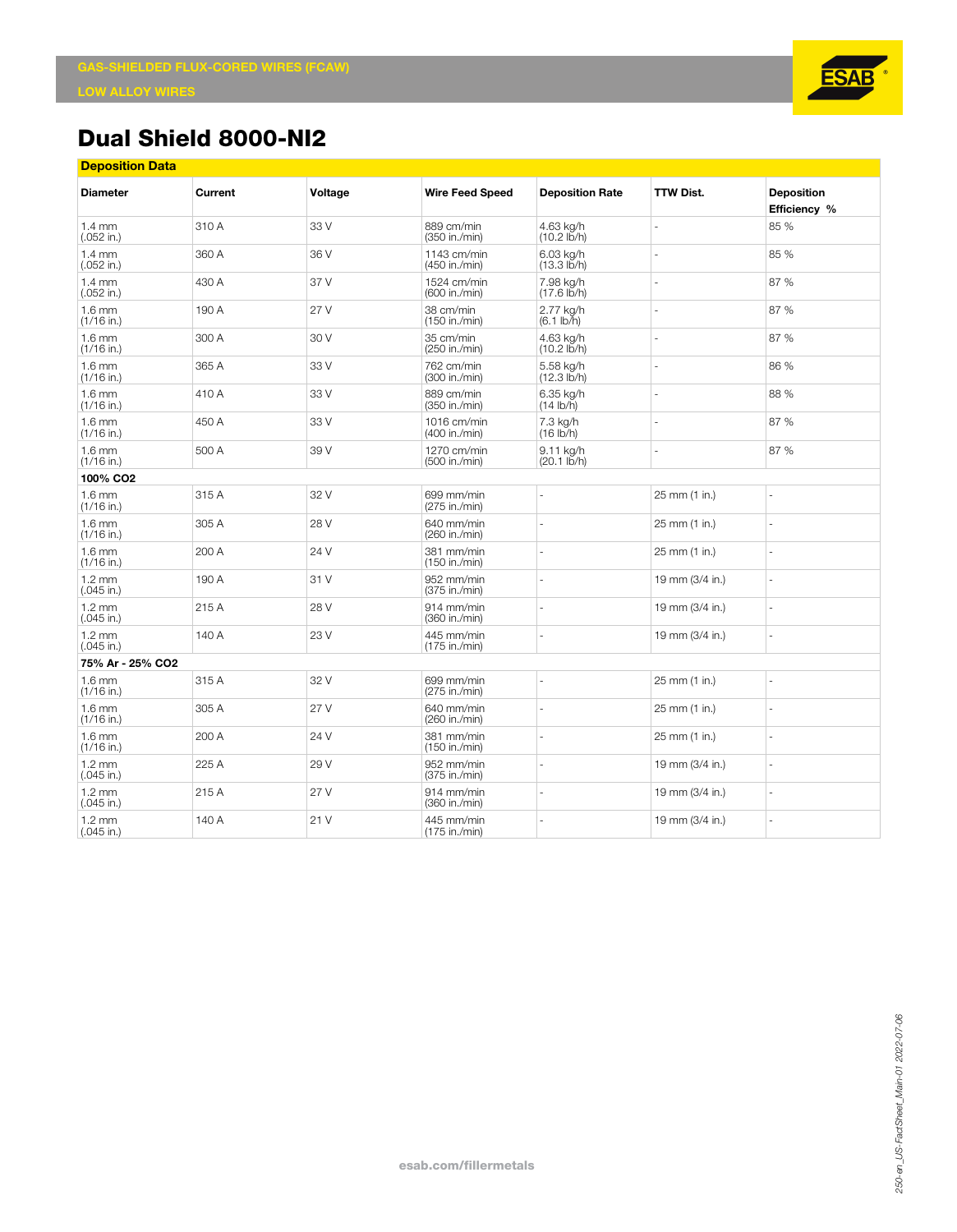# Dual Shield 8000-NI2

| Deposition Data | | | | | | |
|---|---|---|---|---|---|---|
| **Diameter** | **Current** | **Voltage** | **Wire Feed Speed** | **Deposition Rate** | **TTW Dist.** | **Deposition Efficiency %** |
| 1.4 mm (.052 in.) | 310 A | 33 V | 889 cm/min (350 in./min) | 4.63 kg/h (10.2 lb/h) | - | 85 % |
| 1.4 mm (.052 in.) | 360 A | 36 V | 1143 cm/min (450 in./min) | 6.03 kg/h (13.3 lb/h) | - | 85 % |
| 1.4 mm (.052 in.) | 430 A | 37 V | 1524 cm/min (600 in./min) | 7.98 kg/h (17.6 lb/h) | - | 87 % |
| 1.6 mm (1/16 in.) | 190 A | 27 V | 38 cm/min (150 in./min) | 2.77 kg/h (6.1 lb/h) | - | 87 % |
| 1.6 mm (1/16 in.) | 300 A | 30 V | 35 cm/min (250 in./min) | 4.63 kg/h (10.2 lb/h) | - | 87 % |
| 1.6 mm (1/16 in.) | 365 A | 33 V | 762 cm/min (300 in./min) | 5.58 kg/h (12.3 lb/h) | - | 86 % |
| 1.6 mm (1/16 in.) | 410 A | 33 V | 889 cm/min (350 in./min) | 6.35 kg/h (14 lb/h) | - | 88 % |
| 1.6 mm (1/16 in.) | 450 A | 33 V | 1016 cm/min (400 in./min) | 7.3 kg/h (16 lb/h) | - | 87 % |
| 1.6 mm (1/16 in.) | 500 A | 39 V | 1270 cm/min (500 in./min) | 9.11 kg/h (20.1 lb/h) | - | 87 % |
| **100% CO2** | | | | | | |
| 1.6 mm (1/16 in.) | 315 A | 32 V | 699 mm/min (275 in./min) | - | 25 mm (1 in.) | - |
| 1.6 mm (1/16 in.) | 305 A | 28 V | 640 mm/min (260 in./min) | - | 25 mm (1 in.) | - |
| 1.6 mm (1/16 in.) | 200 A | 24 V | 381 mm/min (150 in./min) | - | 25 mm (1 in.) | - |
| 1.2 mm (.045 in.) | 190 A | 31 V | 952 mm/min (375 in./min) | - | 19 mm (3/4 in.) | - |
| 1.2 mm (.045 in.) | 215 A | 28 V | 914 mm/min (360 in./min) | - | 19 mm (3/4 in.) | - |
| 1.2 mm (.045 in.) | 140 A | 23 V | 445 mm/min (175 in./min) | - | 19 mm (3/4 in.) | - |
| **75% Ar - 25% CO2** | | | | | | |
| 1.6 mm (1/16 in.) | 315 A | 32 V | 699 mm/min (275 in./min) | - | 25 mm (1 in.) | - |
| 1.6 mm (1/16 in.) | 305 A | 27 V | 640 mm/min (260 in./min) | - | 25 mm (1 in.) | - |
| 1.6 mm (1/16 in.) | 200 A | 24 V | 381 mm/min (150 in./min) | - | 25 mm (1 in.) | - |
| 1.2 mm (.045 in.) | 225 A | 29 V | 952 mm/min (375 in./min) | - | 19 mm (3/4 in.) | - |
| 1.2 mm (.045 in.) | 215 A | 27 V | 914 mm/min (360 in./min) | - | 19 mm (3/4 in.) | - |
| 1.2 mm (.045 in.) | 140 A | 21 V | 445 mm/min (175 in./min) | - | 19 mm (3/4 in.) | - |